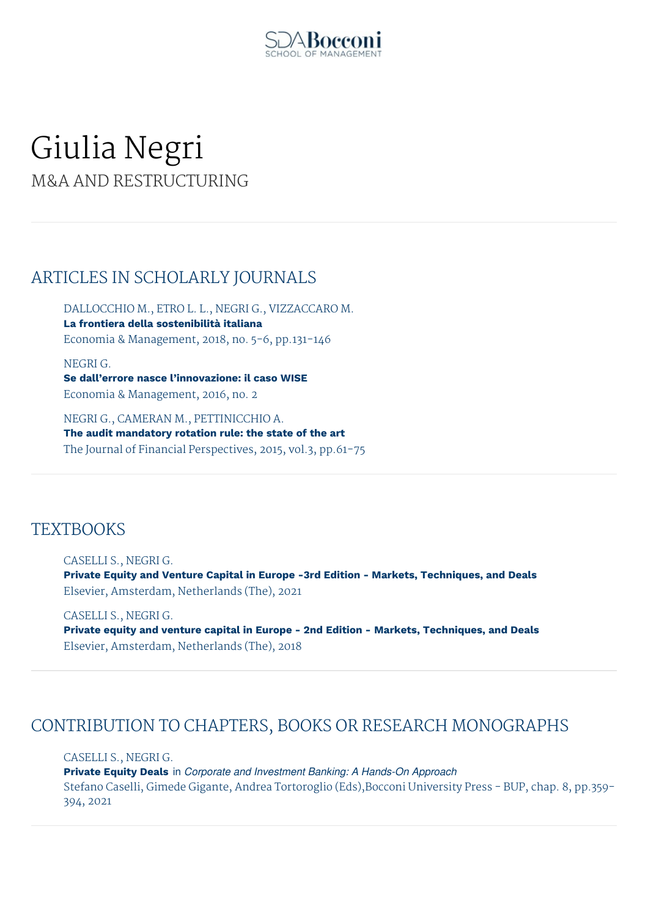# Giulia Negri

M&A AND RESTRUCTURING

## ARTICLES IN SCHOLARLY JOURNALS

DALLOCCHIO M., ETRO L. L., NEGRI G., VIZZACCARO M.
**La frontiera della sostenibilità italiana**
Economia & Management, 2018, no. 5-6, pp.131-146

NEGRI G.
**Se dall'errore nasce l'innovazione: il caso WISE**
Economia & Management, 2016, no. 2

NEGRI G., CAMERAN M., PETTINICCHIO A.
**The audit mandatory rotation rule: the state of the art**
The Journal of Financial Perspectives, 2015, vol.3, pp.61-75

## TEXTBOOKS

CASELLI S., NEGRI G.
**Private Equity and Venture Capital in Europe -3rd Edition - Markets, Techniques, and Deals**
Elsevier, Amsterdam, Netherlands (The), 2021

CASELLI S., NEGRI G.
**Private equity and venture capital in Europe - 2nd Edition - Markets, Techniques, and Deals**
Elsevier, Amsterdam, Netherlands (The), 2018

## CONTRIBUTION TO CHAPTERS, BOOKS OR RESEARCH MONOGRAPHS

CASELLI S., NEGRI G.
**Private Equity Deals** in *Corporate and Investment Banking: A Hands-On Approach*
Stefano Caselli, Gimede Gigante, Andrea Tortoroglio (Eds),Bocconi University Press - BUP, chap. 8, pp.359-394, 2021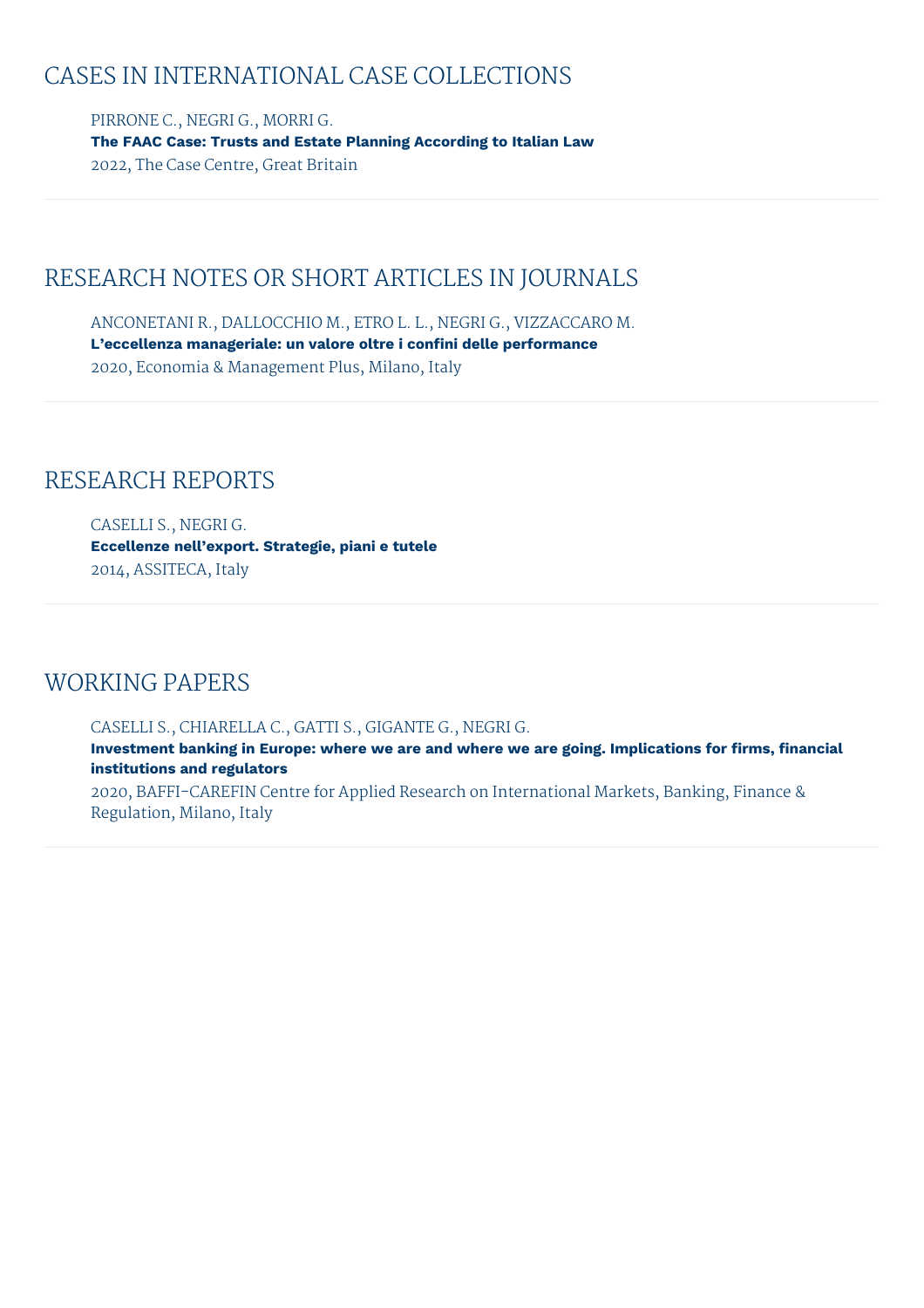## CASES IN INTERNATIONAL CASE COLLECTIONS

PIRRONE C., NEGRI G., MORRI G.
**The FAAC Case: Trusts and Estate Planning According to Italian Law**
2022, The Case Centre, Great Britain

---

## RESEARCH NOTES OR SHORT ARTICLES IN JOURNALS

ANCONETANI R., DALLOCCHIO M., ETRO L. L., NEGRI G., VIZZACCARO M.
**L'eccellenza manageriale: un valore oltre i confini delle performance**
2020, Economia & Management Plus, Milano, Italy

---

## RESEARCH REPORTS

CASELLI S., NEGRI G.
**Eccellenze nell'export. Strategie, piani e tutele**
2014, ASSITECA, Italy

---

## WORKING PAPERS

CASELLI S., CHIARELLA C., GATTI S., GIGANTE G., NEGRI G.
**Investment banking in Europe: where we are and where we are going. Implications for firms, financial institutions and regulators**
2020, BAFFI-CAREFIN Centre for Applied Research on International Markets, Banking, Finance & Regulation, Milano, Italy

---